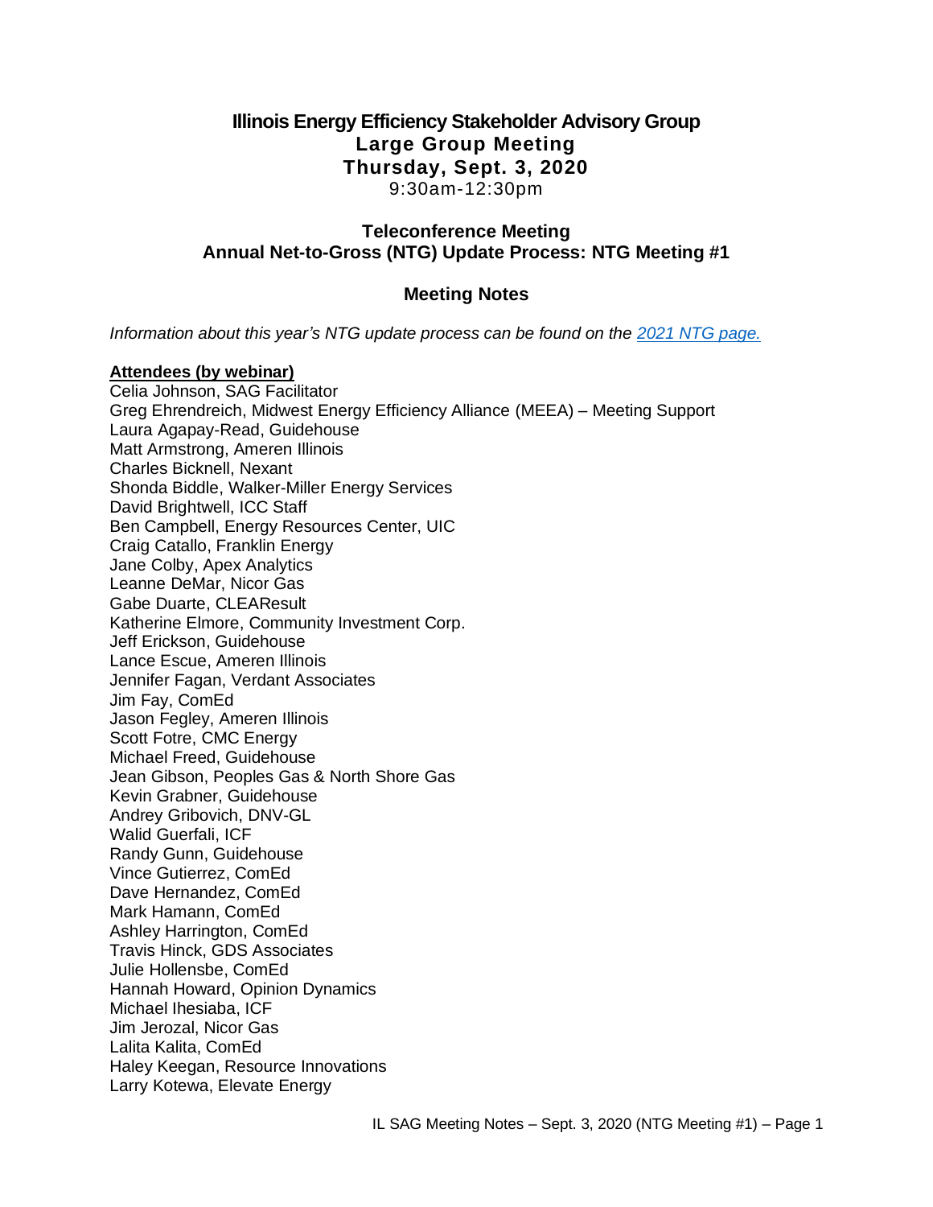# Illinois Energy Efficiency Stakeholder Advisory Group
## Large Group Meeting
## Thursday, Sept. 3, 2020
9:30am-12:30pm

## Teleconference Meeting
## Annual Net-to-Gross (NTG) Update Process: NTG Meeting #1

## Meeting Notes

*Information about this year's NTG update process can be found on the [2021 NTG page.](2021 NTG page.)*

**Attendees (by webinar)**

Celia Johnson, SAG Facilitator
Greg Ehrendreich, Midwest Energy Efficiency Alliance (MEEA) – Meeting Support
Laura Agapay-Read, Guidehouse
Matt Armstrong, Ameren Illinois
Charles Bicknell, Nexant
Shonda Biddle, Walker-Miller Energy Services
David Brightwell, ICC Staff
Ben Campbell, Energy Resources Center, UIC
Craig Catallo, Franklin Energy
Jane Colby, Apex Analytics
Leanne DeMar, Nicor Gas
Gabe Duarte, CLEAResult
Katherine Elmore, Community Investment Corp.
Jeff Erickson, Guidehouse
Lance Escue, Ameren Illinois
Jennifer Fagan, Verdant Associates
Jim Fay, ComEd
Jason Fegley, Ameren Illinois
Scott Fotre, CMC Energy
Michael Freed, Guidehouse
Jean Gibson, Peoples Gas & North Shore Gas
Kevin Grabner, Guidehouse
Andrey Gribovich, DNV-GL
Walid Guerfali, ICF
Randy Gunn, Guidehouse
Vince Gutierrez, ComEd
Dave Hernandez, ComEd
Mark Hamann, ComEd
Ashley Harrington, ComEd
Travis Hinck, GDS Associates
Julie Hollensbe, ComEd
Hannah Howard, Opinion Dynamics
Michael Ihesiaba, ICF
Jim Jerozal, Nicor Gas
Lalita Kalita, ComEd
Haley Keegan, Resource Innovations
Larry Kotewa, Elevate Energy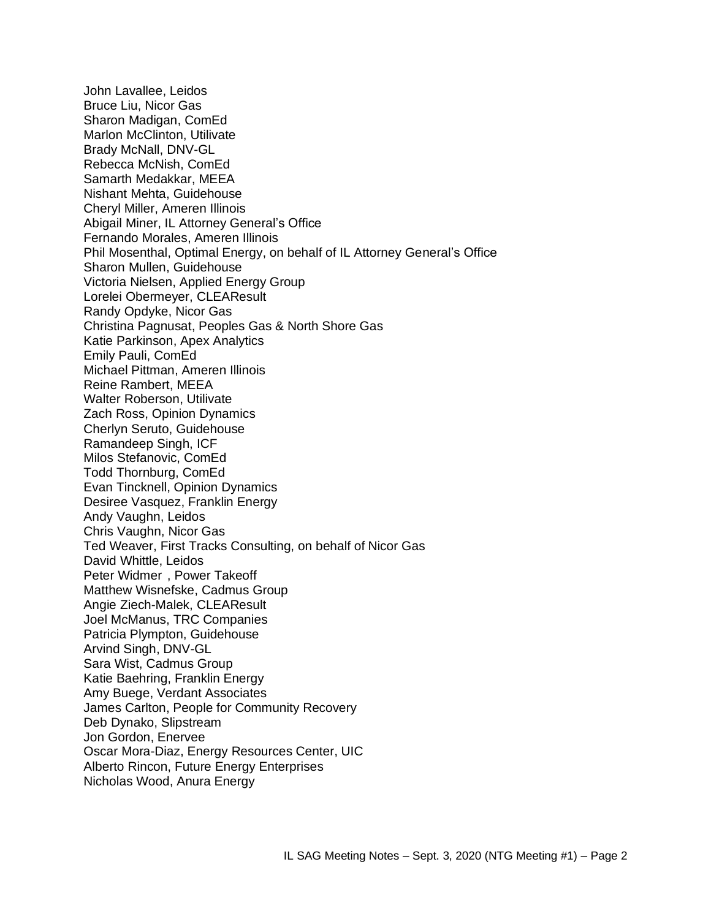John Lavallee, Leidos
Bruce Liu, Nicor Gas
Sharon Madigan, ComEd
Marlon McClinton, Utilivate
Brady McNall, DNV-GL
Rebecca McNish, ComEd
Samarth Medakkar, MEEA
Nishant Mehta, Guidehouse
Cheryl Miller, Ameren Illinois
Abigail Miner, IL Attorney General's Office
Fernando Morales, Ameren Illinois
Phil Mosenthal, Optimal Energy, on behalf of IL Attorney General's Office
Sharon Mullen, Guidehouse
Victoria Nielsen, Applied Energy Group
Lorelei Obermeyer, CLEAResult
Randy Opdyke, Nicor Gas
Christina Pagnusat, Peoples Gas & North Shore Gas
Katie Parkinson, Apex Analytics
Emily Pauli, ComEd
Michael Pittman, Ameren Illinois
Reine Rambert, MEEA
Walter Roberson, Utilivate
Zach Ross, Opinion Dynamics
Cherlyn Seruto, Guidehouse
Ramandeep Singh, ICF
Milos Stefanovic, ComEd
Todd Thornburg, ComEd
Evan Tincknell, Opinion Dynamics
Desiree Vasquez, Franklin Energy
Andy Vaughn, Leidos
Chris Vaughn, Nicor Gas
Ted Weaver, First Tracks Consulting, on behalf of Nicor Gas
David Whittle, Leidos
Peter Widmer , Power Takeoff
Matthew Wisnefske, Cadmus Group
Angie Ziech-Malek, CLEAResult
Joel McManus, TRC Companies
Patricia Plympton, Guidehouse
Arvind Singh, DNV-GL
Sara Wist, Cadmus Group
Katie Baehring, Franklin Energy
Amy Buege, Verdant Associates
James Carlton, People for Community Recovery
Deb Dynako, Slipstream
Jon Gordon, Enervee
Oscar Mora-Diaz, Energy Resources Center, UIC
Alberto Rincon, Future Energy Enterprises
Nicholas Wood, Anura Energy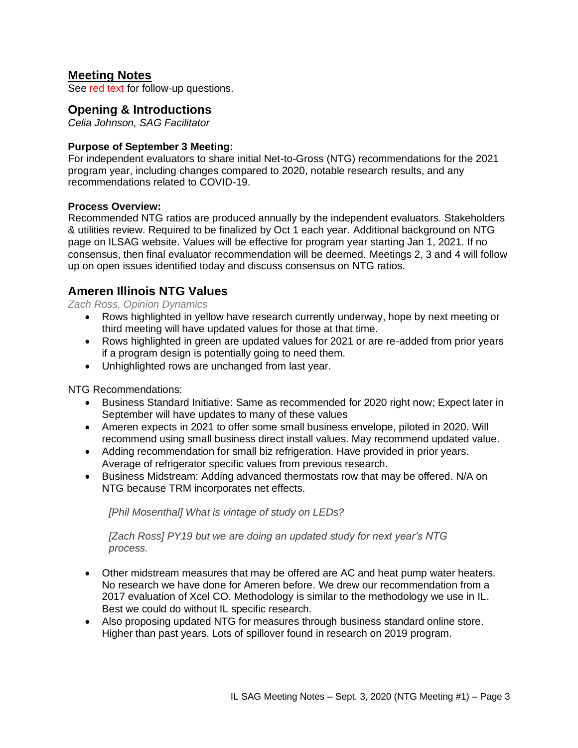## Meeting Notes

See red text for follow-up questions.

## Opening & Introductions

*Celia Johnson, SAG Facilitator*

**Purpose of September 3 Meeting:**
For independent evaluators to share initial Net-to-Gross (NTG) recommendations for the 2021 program year, including changes compared to 2020, notable research results, and any recommendations related to COVID-19.

**Process Overview:**
Recommended NTG ratios are produced annually by the independent evaluators. Stakeholders & utilities review. Required to be finalized by Oct 1 each year. Additional background on NTG page on ILSAG website. Values will be effective for program year starting Jan 1, 2021. If no consensus, then final evaluator recommendation will be deemed. Meetings 2, 3 and 4 will follow up on open issues identified today and discuss consensus on NTG ratios.

## Ameren Illinois NTG Values

*Zach Ross, Opinion Dynamics*

- Rows highlighted in yellow have research currently underway, hope by next meeting or third meeting will have updated values for those at that time.
- Rows highlighted in green are updated values for 2021 or are re-added from prior years if a program design is potentially going to need them.
- Unhighlighted rows are unchanged from last year.

NTG Recommendations:

- Business Standard Initiative: Same as recommended for 2020 right now; Expect later in September will have updates to many of these values
- Ameren expects in 2021 to offer some small business envelope, piloted in 2020. Will recommend using small business direct install values. May recommend updated value.
- Adding recommendation for small biz refrigeration. Have provided in prior years. Average of refrigerator specific values from previous research.
- Business Midstream: Adding advanced thermostats row that may be offered. N/A on NTG because TRM incorporates net effects.

> *[Phil Mosenthal] What is vintage of study on LEDs?*
>
> *[Zach Ross] PY19 but we are doing an updated study for next year's NTG process.*

- Other midstream measures that may be offered are AC and heat pump water heaters. No research we have done for Ameren before. We drew our recommendation from a 2017 evaluation of Xcel CO. Methodology is similar to the methodology we use in IL. Best we could do without IL specific research.
- Also proposing updated NTG for measures through business standard online store. Higher than past years. Lots of spillover found in research on 2019 program.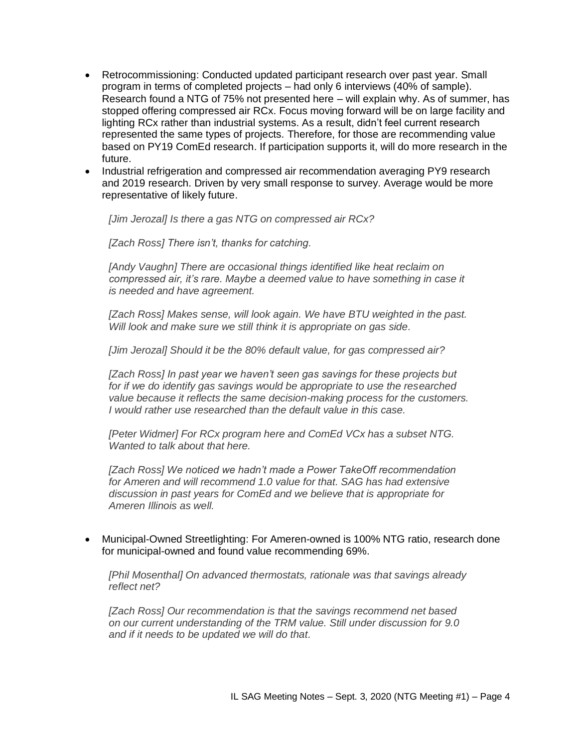- Retrocommissioning: Conducted updated participant research over past year. Small program in terms of completed projects – had only 6 interviews (40% of sample). Research found a NTG of 75% not presented here – will explain why. As of summer, has stopped offering compressed air RCx. Focus moving forward will be on large facility and lighting RCx rather than industrial systems. As a result, didn't feel current research represented the same types of projects. Therefore, for those are recommending value based on PY19 ComEd research. If participation supports it, will do more research in the future.
- Industrial refrigeration and compressed air recommendation averaging PY9 research and 2019 research. Driven by very small response to survey. Average would be more representative of likely future.

  *[Jim Jerozal] Is there a gas NTG on compressed air RCx?*

  *[Zach Ross] There isn't, thanks for catching.*

  *[Andy Vaughn] There are occasional things identified like heat reclaim on compressed air, it's rare. Maybe a deemed value to have something in case it is needed and have agreement.*

  *[Zach Ross] Makes sense, will look again. We have BTU weighted in the past. Will look and make sure we still think it is appropriate on gas side.*

  *[Jim Jerozal] Should it be the 80% default value, for gas compressed air?*

  *[Zach Ross] In past year we haven't seen gas savings for these projects but for if we do identify gas savings would be appropriate to use the researched value because it reflects the same decision-making process for the customers. I would rather use researched than the default value in this case.*

  *[Peter Widmer] For RCx program here and ComEd VCx has a subset NTG. Wanted to talk about that here.*

  *[Zach Ross] We noticed we hadn't made a Power TakeOff recommendation for Ameren and will recommend 1.0 value for that. SAG has had extensive discussion in past years for ComEd and we believe that is appropriate for Ameren Illinois as well.*

- Municipal-Owned Streetlighting: For Ameren-owned is 100% NTG ratio, research done for municipal-owned and found value recommending 69%.

  *[Phil Mosenthal] On advanced thermostats, rationale was that savings already reflect net?*

  *[Zach Ross] Our recommendation is that the savings recommend net based on our current understanding of the TRM value. Still under discussion for 9.0 and if it needs to be updated we will do that.*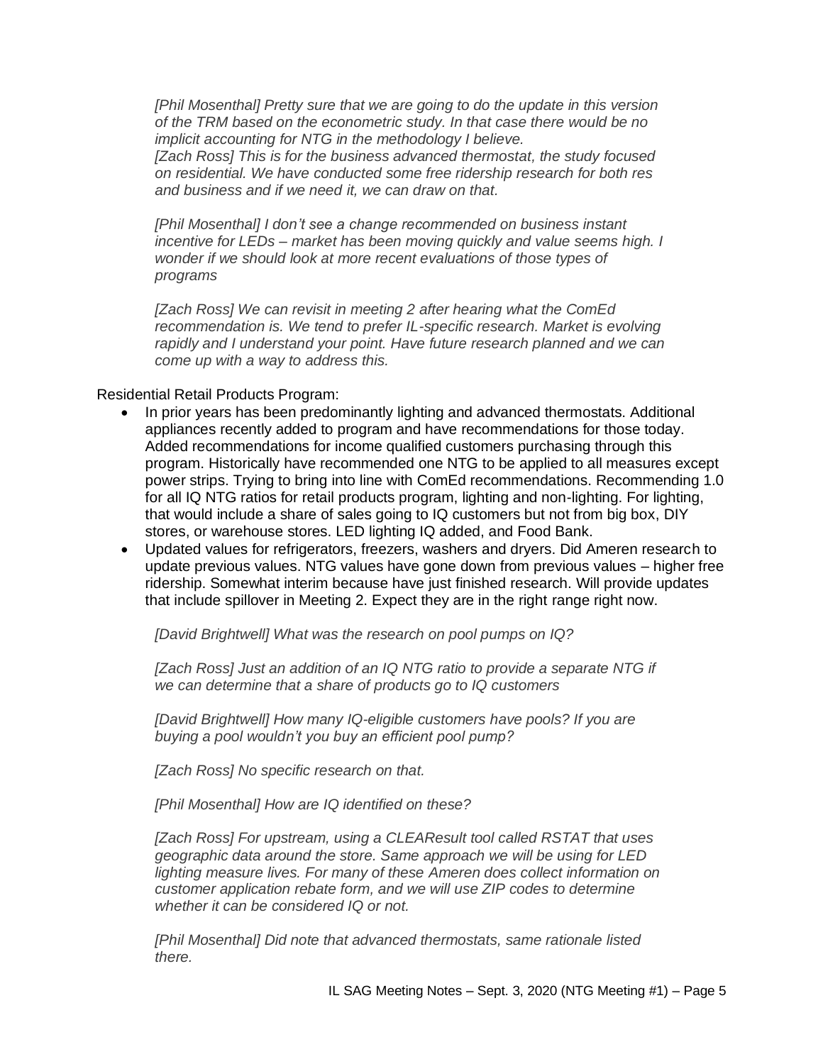*[Phil Mosenthal] Pretty sure that we are going to do the update in this version of the TRM based on the econometric study. In that case there would be no implicit accounting for NTG in the methodology I believe.*
*[Zach Ross] This is for the business advanced thermostat, the study focused on residential. We have conducted some free ridership research for both res and business and if we need it, we can draw on that.*

*[Phil Mosenthal] I don't see a change recommended on business instant incentive for LEDs – market has been moving quickly and value seems high. I wonder if we should look at more recent evaluations of those types of programs*

*[Zach Ross] We can revisit in meeting 2 after hearing what the ComEd recommendation is. We tend to prefer IL-specific research. Market is evolving rapidly and I understand your point. Have future research planned and we can come up with a way to address this.*

Residential Retail Products Program:

- In prior years has been predominantly lighting and advanced thermostats. Additional appliances recently added to program and have recommendations for those today. Added recommendations for income qualified customers purchasing through this program. Historically have recommended one NTG to be applied to all measures except power strips. Trying to bring into line with ComEd recommendations. Recommending 1.0 for all IQ NTG ratios for retail products program, lighting and non-lighting. For lighting, that would include a share of sales going to IQ customers but not from big box, DIY stores, or warehouse stores. LED lighting IQ added, and Food Bank.
- Updated values for refrigerators, freezers, washers and dryers. Did Ameren research to update previous values. NTG values have gone down from previous values – higher free ridership. Somewhat interim because have just finished research. Will provide updates that include spillover in Meeting 2. Expect they are in the right range right now.

*[David Brightwell] What was the research on pool pumps on IQ?*

*[Zach Ross] Just an addition of an IQ NTG ratio to provide a separate NTG if we can determine that a share of products go to IQ customers*

*[David Brightwell] How many IQ-eligible customers have pools? If you are buying a pool wouldn't you buy an efficient pool pump?*

*[Zach Ross] No specific research on that.*

*[Phil Mosenthal] How are IQ identified on these?*

*[Zach Ross] For upstream, using a CLEAResult tool called RSTAT that uses geographic data around the store. Same approach we will be using for LED lighting measure lives. For many of these Ameren does collect information on customer application rebate form, and we will use ZIP codes to determine whether it can be considered IQ or not.*

*[Phil Mosenthal] Did note that advanced thermostats, same rationale listed there.*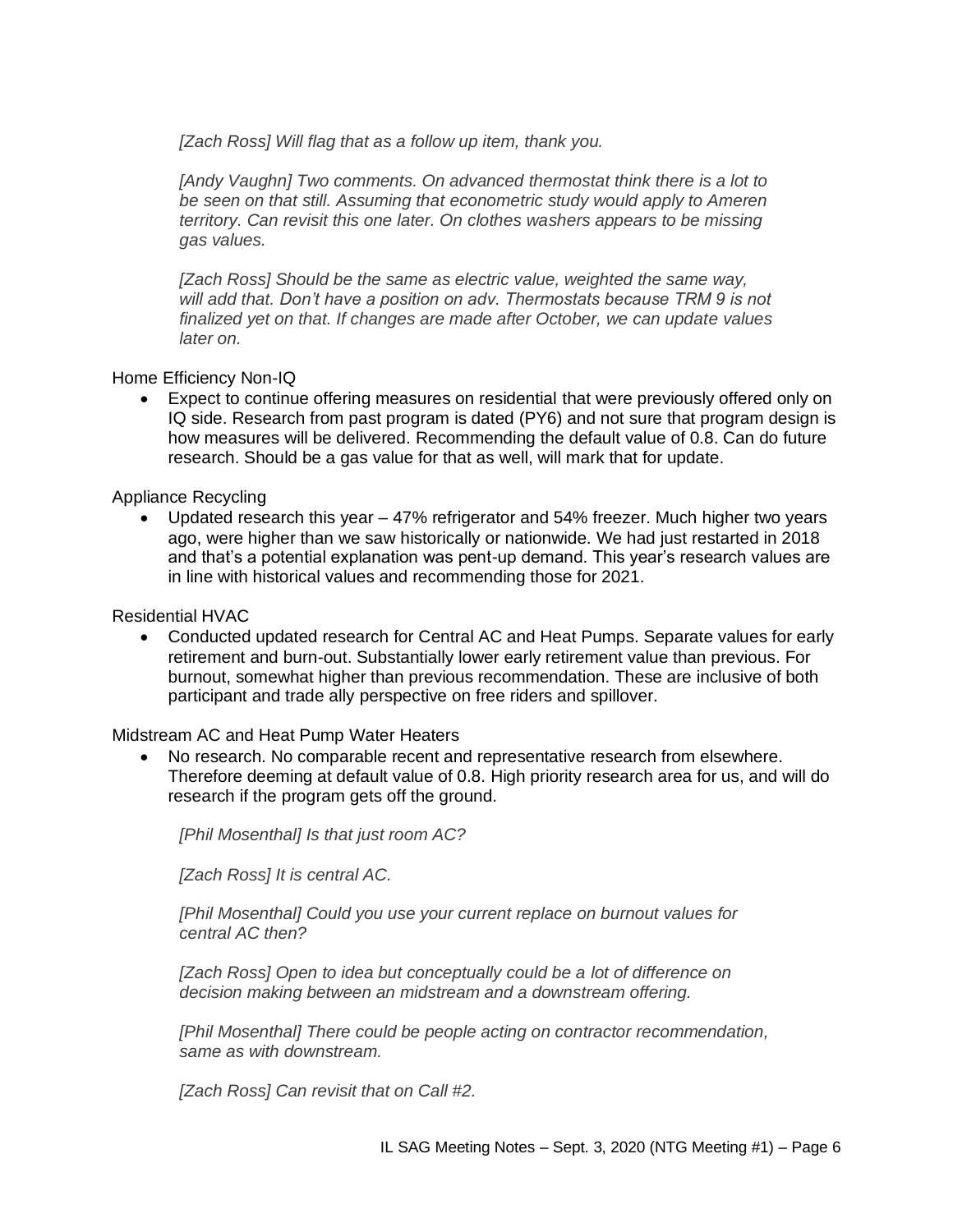*[Zach Ross] Will flag that as a follow up item, thank you.*

*[Andy Vaughn] Two comments. On advanced thermostat think there is a lot to be seen on that still. Assuming that econometric study would apply to Ameren territory. Can revisit this one later. On clothes washers appears to be missing gas values.*

*[Zach Ross] Should be the same as electric value, weighted the same way, will add that. Don't have a position on adv. Thermostats because TRM 9 is not finalized yet on that. If changes are made after October, we can update values later on.*

Home Efficiency Non-IQ

- Expect to continue offering measures on residential that were previously offered only on IQ side. Research from past program is dated (PY6) and not sure that program design is how measures will be delivered. Recommending the default value of 0.8. Can do future research. Should be a gas value for that as well, will mark that for update.

Appliance Recycling

- Updated research this year – 47% refrigerator and 54% freezer. Much higher two years ago, were higher than we saw historically or nationwide. We had just restarted in 2018 and that's a potential explanation was pent-up demand. This year's research values are in line with historical values and recommending those for 2021.

Residential HVAC

- Conducted updated research for Central AC and Heat Pumps. Separate values for early retirement and burn-out. Substantially lower early retirement value than previous. For burnout, somewhat higher than previous recommendation. These are inclusive of both participant and trade ally perspective on free riders and spillover.

Midstream AC and Heat Pump Water Heaters

- No research. No comparable recent and representative research from elsewhere. Therefore deeming at default value of 0.8. High priority research area for us, and will do research if the program gets off the ground.

*[Phil Mosenthal] Is that just room AC?*

*[Zach Ross] It is central AC.*

*[Phil Mosenthal] Could you use your current replace on burnout values for central AC then?*

*[Zach Ross] Open to idea but conceptually could be a lot of difference on decision making between an midstream and a downstream offering.*

*[Phil Mosenthal] There could be people acting on contractor recommendation, same as with downstream.*

*[Zach Ross] Can revisit that on Call #2.*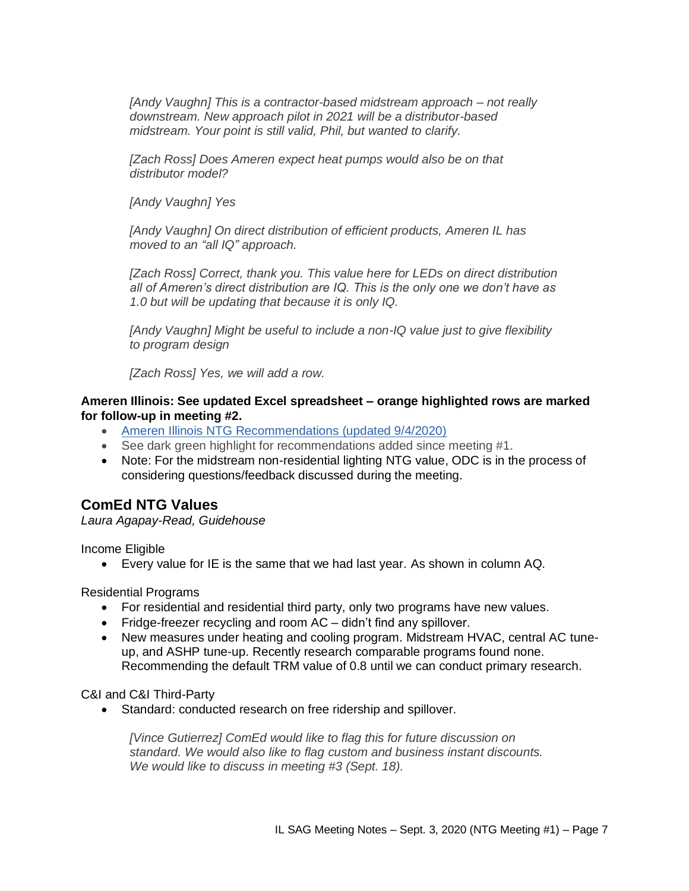*[Andy Vaughn] This is a contractor-based midstream approach – not really downstream. New approach pilot in 2021 will be a distributor-based midstream. Your point is still valid, Phil, but wanted to clarify.*

*[Zach Ross] Does Ameren expect heat pumps would also be on that distributor model?*

*[Andy Vaughn] Yes*

*[Andy Vaughn] On direct distribution of efficient products, Ameren IL has moved to an "all IQ" approach.*

*[Zach Ross] Correct, thank you. This value here for LEDs on direct distribution all of Ameren's direct distribution are IQ. This is the only one we don't have as 1.0 but will be updating that because it is only IQ.*

*[Andy Vaughn] Might be useful to include a non-IQ value just to give flexibility to program design*

*[Zach Ross] Yes, we will add a row.*

**Ameren Illinois: See updated Excel spreadsheet – orange highlighted rows are marked for follow-up in meeting #2.**

- Ameren Illinois NTG Recommendations (updated 9/4/2020)
- See dark green highlight for recommendations added since meeting #1.
- Note: For the midstream non-residential lighting NTG value, ODC is in the process of considering questions/feedback discussed during the meeting.

## ComEd NTG Values

*Laura Agapay-Read, Guidehouse*

Income Eligible

- Every value for IE is the same that we had last year. As shown in column AQ.

Residential Programs

- For residential and residential third party, only two programs have new values.
- Fridge-freezer recycling and room AC – didn't find any spillover.
- New measures under heating and cooling program. Midstream HVAC, central AC tune-up, and ASHP tune-up. Recently research comparable programs found none. Recommending the default TRM value of 0.8 until we can conduct primary research.

C&I and C&I Third-Party

- Standard: conducted research on free ridership and spillover.

  *[Vince Gutierrez] ComEd would like to flag this for future discussion on standard. We would also like to flag custom and business instant discounts. We would like to discuss in meeting #3 (Sept. 18).*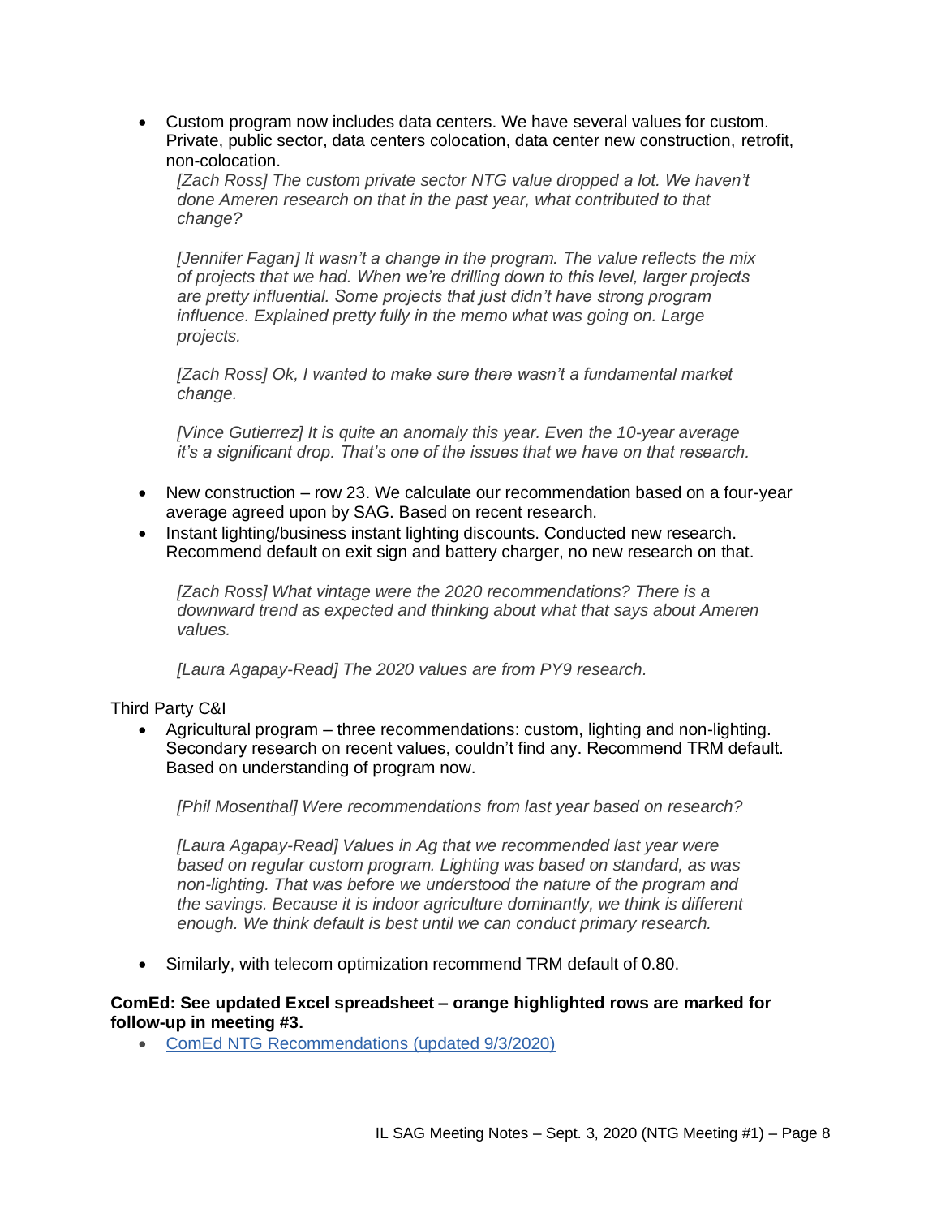- Custom program now includes data centers. We have several values for custom. Private, public sector, data centers colocation, data center new construction, retrofit, non-colocation.

  *[Zach Ross] The custom private sector NTG value dropped a lot. We haven't done Ameren research on that in the past year, what contributed to that change?*

  *[Jennifer Fagan] It wasn't a change in the program. The value reflects the mix of projects that we had. When we're drilling down to this level, larger projects are pretty influential. Some projects that just didn't have strong program influence. Explained pretty fully in the memo what was going on. Large projects.*

  *[Zach Ross] Ok, I wanted to make sure there wasn't a fundamental market change.*

  *[Vince Gutierrez] It is quite an anomaly this year. Even the 10-year average it's a significant drop. That's one of the issues that we have on that research.*

- New construction – row 23. We calculate our recommendation based on a four-year average agreed upon by SAG. Based on recent research.
- Instant lighting/business instant lighting discounts. Conducted new research. Recommend default on exit sign and battery charger, no new research on that.

  *[Zach Ross] What vintage were the 2020 recommendations? There is a downward trend as expected and thinking about what that says about Ameren values.*

  *[Laura Agapay-Read] The 2020 values are from PY9 research.*

Third Party C&I

- Agricultural program – three recommendations: custom, lighting and non-lighting. Secondary research on recent values, couldn't find any. Recommend TRM default. Based on understanding of program now.

  *[Phil Mosenthal] Were recommendations from last year based on research?*

  *[Laura Agapay-Read] Values in Ag that we recommended last year were based on regular custom program. Lighting was based on standard, as was non-lighting. That was before we understood the nature of the program and the savings. Because it is indoor agriculture dominantly, we think is different enough. We think default is best until we can conduct primary research.*

- Similarly, with telecom optimization recommend TRM default of 0.80.

**ComEd: See updated Excel spreadsheet – orange highlighted rows are marked for follow-up in meeting #3.**

- [ComEd NTG Recommendations (updated 9/3/2020)]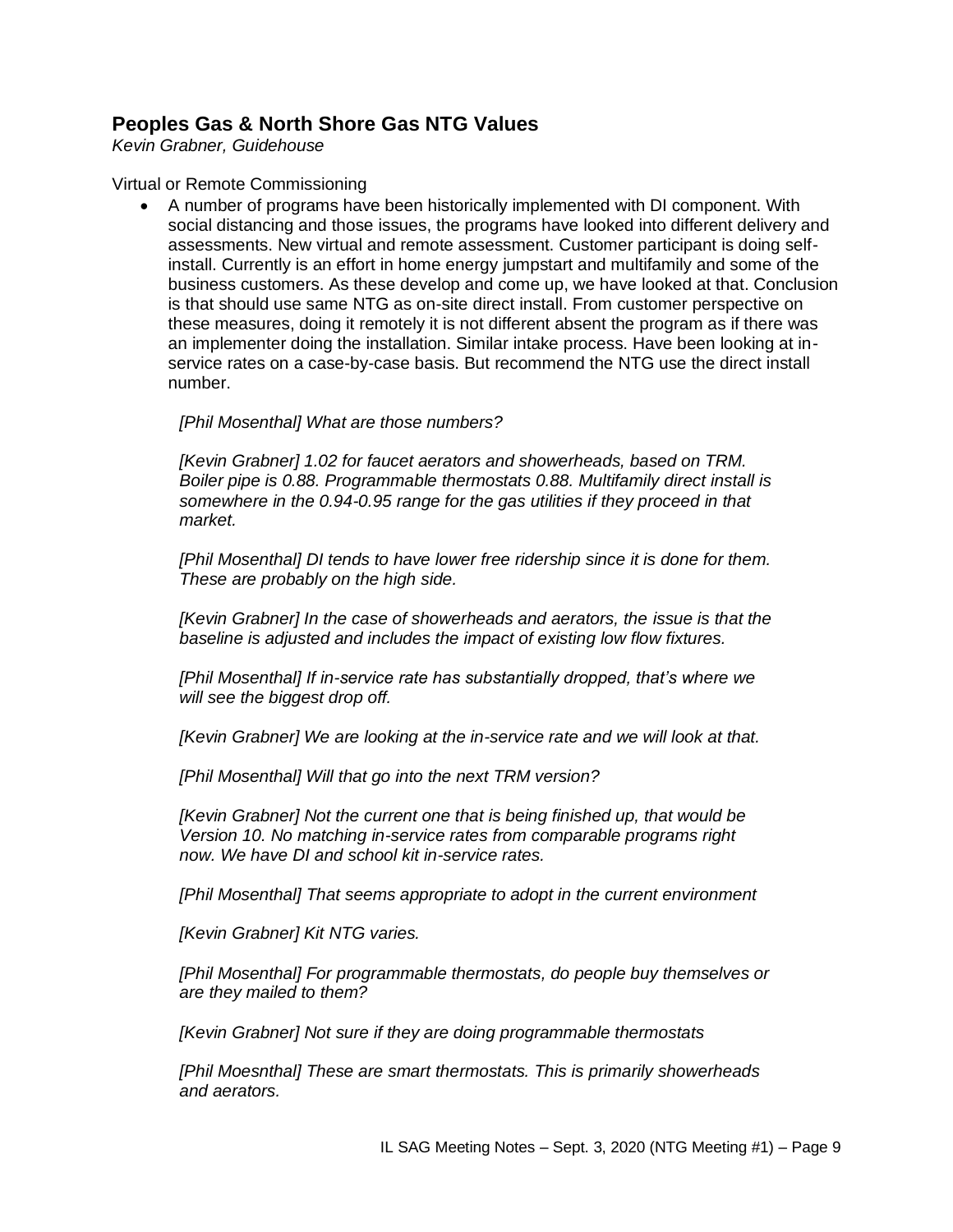## Peoples Gas & North Shore Gas NTG Values

*Kevin Grabner, Guidehouse*

Virtual or Remote Commissioning

- A number of programs have been historically implemented with DI component. With social distancing and those issues, the programs have looked into different delivery and assessments. New virtual and remote assessment. Customer participant is doing self-install. Currently is an effort in home energy jumpstart and multifamily and some of the business customers. As these develop and come up, we have looked at that. Conclusion is that should use same NTG as on-site direct install. From customer perspective on these measures, doing it remotely it is not different absent the program as if there was an implementer doing the installation. Similar intake process. Have been looking at in-service rates on a case-by-case basis. But recommend the NTG use the direct install number.

  *[Phil Mosenthal] What are those numbers?*

  *[Kevin Grabner] 1.02 for faucet aerators and showerheads, based on TRM. Boiler pipe is 0.88. Programmable thermostats 0.88. Multifamily direct install is somewhere in the 0.94-0.95 range for the gas utilities if they proceed in that market.*

  *[Phil Mosenthal] DI tends to have lower free ridership since it is done for them. These are probably on the high side.*

  *[Kevin Grabner] In the case of showerheads and aerators, the issue is that the baseline is adjusted and includes the impact of existing low flow fixtures.*

  *[Phil Mosenthal] If in-service rate has substantially dropped, that's where we will see the biggest drop off.*

  *[Kevin Grabner] We are looking at the in-service rate and we will look at that.*

  *[Phil Mosenthal] Will that go into the next TRM version?*

  *[Kevin Grabner] Not the current one that is being finished up, that would be Version 10. No matching in-service rates from comparable programs right now. We have DI and school kit in-service rates.*

  *[Phil Mosenthal] That seems appropriate to adopt in the current environment*

  *[Kevin Grabner] Kit NTG varies.*

  *[Phil Mosenthal] For programmable thermostats, do people buy themselves or are they mailed to them?*

  *[Kevin Grabner] Not sure if they are doing programmable thermostats*

  *[Phil Moesnthal] These are smart thermostats. This is primarily showerheads and aerators.*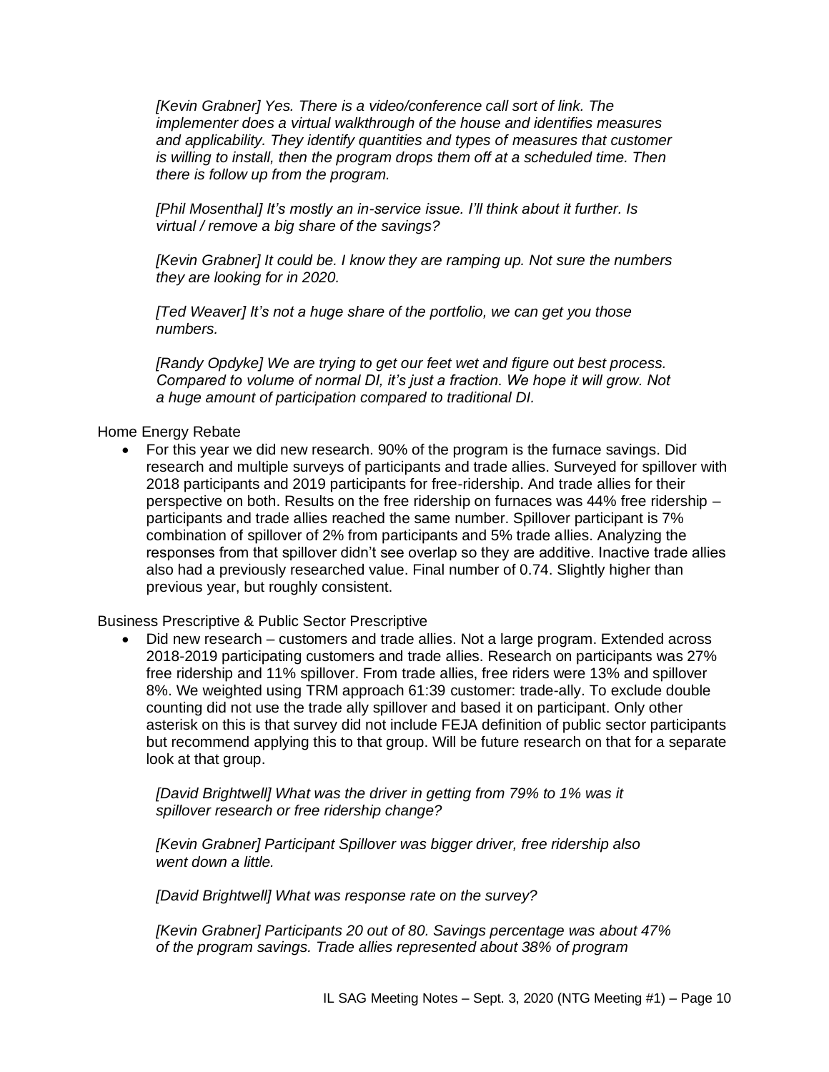*[Kevin Grabner] Yes. There is a video/conference call sort of link. The implementer does a virtual walkthrough of the house and identifies measures and applicability. They identify quantities and types of measures that customer is willing to install, then the program drops them off at a scheduled time. Then there is follow up from the program.*

*[Phil Mosenthal] It's mostly an in-service issue. I'll think about it further. Is virtual / remove a big share of the savings?*

*[Kevin Grabner] It could be. I know they are ramping up. Not sure the numbers they are looking for in 2020.*

*[Ted Weaver] It's not a huge share of the portfolio, we can get you those numbers.*

*[Randy Opdyke] We are trying to get our feet wet and figure out best process. Compared to volume of normal DI, it's just a fraction. We hope it will grow. Not a huge amount of participation compared to traditional DI.*

Home Energy Rebate

- For this year we did new research. 90% of the program is the furnace savings. Did research and multiple surveys of participants and trade allies. Surveyed for spillover with 2018 participants and 2019 participants for free-ridership. And trade allies for their perspective on both. Results on the free ridership on furnaces was 44% free ridership – participants and trade allies reached the same number. Spillover participant is 7% combination of spillover of 2% from participants and 5% trade allies. Analyzing the responses from that spillover didn't see overlap so they are additive. Inactive trade allies also had a previously researched value. Final number of 0.74. Slightly higher than previous year, but roughly consistent.

Business Prescriptive & Public Sector Prescriptive

- Did new research – customers and trade allies. Not a large program. Extended across 2018-2019 participating customers and trade allies. Research on participants was 27% free ridership and 11% spillover. From trade allies, free riders were 13% and spillover 8%. We weighted using TRM approach 61:39 customer: trade-ally. To exclude double counting did not use the trade ally spillover and based it on participant. Only other asterisk on this is that survey did not include FEJA definition of public sector participants but recommend applying this to that group. Will be future research on that for a separate look at that group.

*[David Brightwell] What was the driver in getting from 79% to 1% was it spillover research or free ridership change?*

*[Kevin Grabner] Participant Spillover was bigger driver, free ridership also went down a little.*

*[David Brightwell] What was response rate on the survey?*

*[Kevin Grabner] Participants 20 out of 80. Savings percentage was about 47% of the program savings. Trade allies represented about 38% of program*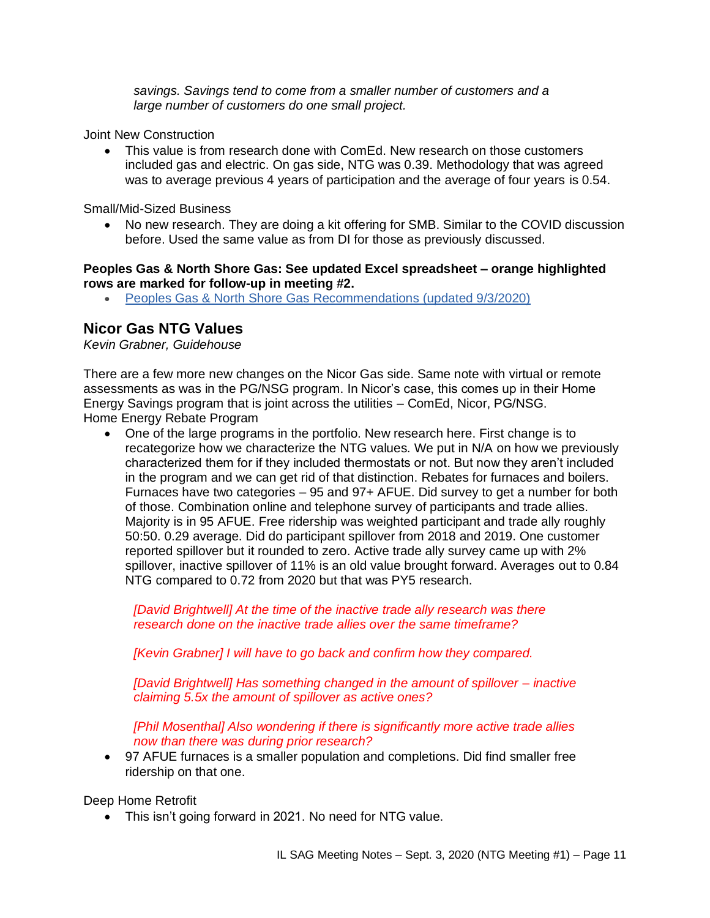*savings. Savings tend to come from a smaller number of customers and a large number of customers do one small project.*

Joint New Construction

- This value is from research done with ComEd. New research on those customers included gas and electric. On gas side, NTG was 0.39. Methodology that was agreed was to average previous 4 years of participation and the average of four years is 0.54.

Small/Mid-Sized Business

- No new research. They are doing a kit offering for SMB. Similar to the COVID discussion before. Used the same value as from DI for those as previously discussed.

**Peoples Gas & North Shore Gas: See updated Excel spreadsheet – orange highlighted rows are marked for follow-up in meeting #2.**

- Peoples Gas & North Shore Gas Recommendations (updated 9/3/2020)

## Nicor Gas NTG Values

*Kevin Grabner, Guidehouse*

There are a few more new changes on the Nicor Gas side. Same note with virtual or remote assessments as was in the PG/NSG program. In Nicor's case, this comes up in their Home Energy Savings program that is joint across the utilities – ComEd, Nicor, PG/NSG.

Home Energy Rebate Program

- One of the large programs in the portfolio. New research here. First change is to recategorize how we characterize the NTG values. We put in N/A on how we previously characterized them for if they included thermostats or not. But now they aren't included in the program and we can get rid of that distinction. Rebates for furnaces and boilers. Furnaces have two categories – 95 and 97+ AFUE. Did survey to get a number for both of those. Combination online and telephone survey of participants and trade allies. Majority is in 95 AFUE. Free ridership was weighted participant and trade ally roughly 50:50. 0.29 average. Did do participant spillover from 2018 and 2019. One customer reported spillover but it rounded to zero. Active trade ally survey came up with 2% spillover, inactive spillover of 11% is an old value brought forward. Averages out to 0.84 NTG compared to 0.72 from 2020 but that was PY5 research.

  *[David Brightwell] At the time of the inactive trade ally research was there research done on the inactive trade allies over the same timeframe?*

  *[Kevin Grabner] I will have to go back and confirm how they compared.*

  *[David Brightwell] Has something changed in the amount of spillover – inactive claiming 5.5x the amount of spillover as active ones?*

  *[Phil Mosenthal] Also wondering if there is significantly more active trade allies now than there was during prior research?*

- 97 AFUE furnaces is a smaller population and completions. Did find smaller free ridership on that one.

Deep Home Retrofit

- This isn't going forward in 2021. No need for NTG value.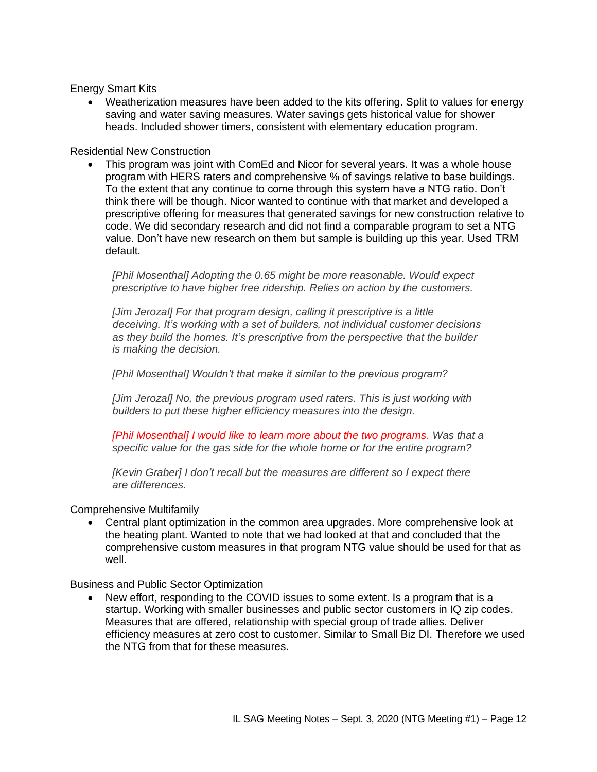Energy Smart Kits

- Weatherization measures have been added to the kits offering. Split to values for energy saving and water saving measures. Water savings gets historical value for shower heads. Included shower timers, consistent with elementary education program.

Residential New Construction

- This program was joint with ComEd and Nicor for several years. It was a whole house program with HERS raters and comprehensive % of savings relative to base buildings. To the extent that any continue to come through this system have a NTG ratio. Don't think there will be though. Nicor wanted to continue with that market and developed a prescriptive offering for measures that generated savings for new construction relative to code. We did secondary research and did not find a comparable program to set a NTG value. Don't have new research on them but sample is building up this year. Used TRM default.

  *[Phil Mosenthal] Adopting the 0.65 might be more reasonable. Would expect prescriptive to have higher free ridership. Relies on action by the customers.*

  *[Jim Jerozal] For that program design, calling it prescriptive is a little deceiving. It's working with a set of builders, not individual customer decisions as they build the homes. It's prescriptive from the perspective that the builder is making the decision.*

  *[Phil Mosenthal] Wouldn't that make it similar to the previous program?*

  *[Jim Jerozal] No, the previous program used raters. This is just working with builders to put these higher efficiency measures into the design.*

  *[Phil Mosenthal] I would like to learn more about the two programs. Was that a specific value for the gas side for the whole home or for the entire program?*

  *[Kevin Graber] I don't recall but the measures are different so I expect there are differences.*

Comprehensive Multifamily

- Central plant optimization in the common area upgrades. More comprehensive look at the heating plant. Wanted to note that we had looked at that and concluded that the comprehensive custom measures in that program NTG value should be used for that as well.

Business and Public Sector Optimization

- New effort, responding to the COVID issues to some extent. Is a program that is a startup. Working with smaller businesses and public sector customers in IQ zip codes. Measures that are offered, relationship with special group of trade allies. Deliver efficiency measures at zero cost to customer. Similar to Small Biz DI. Therefore we used the NTG from that for these measures.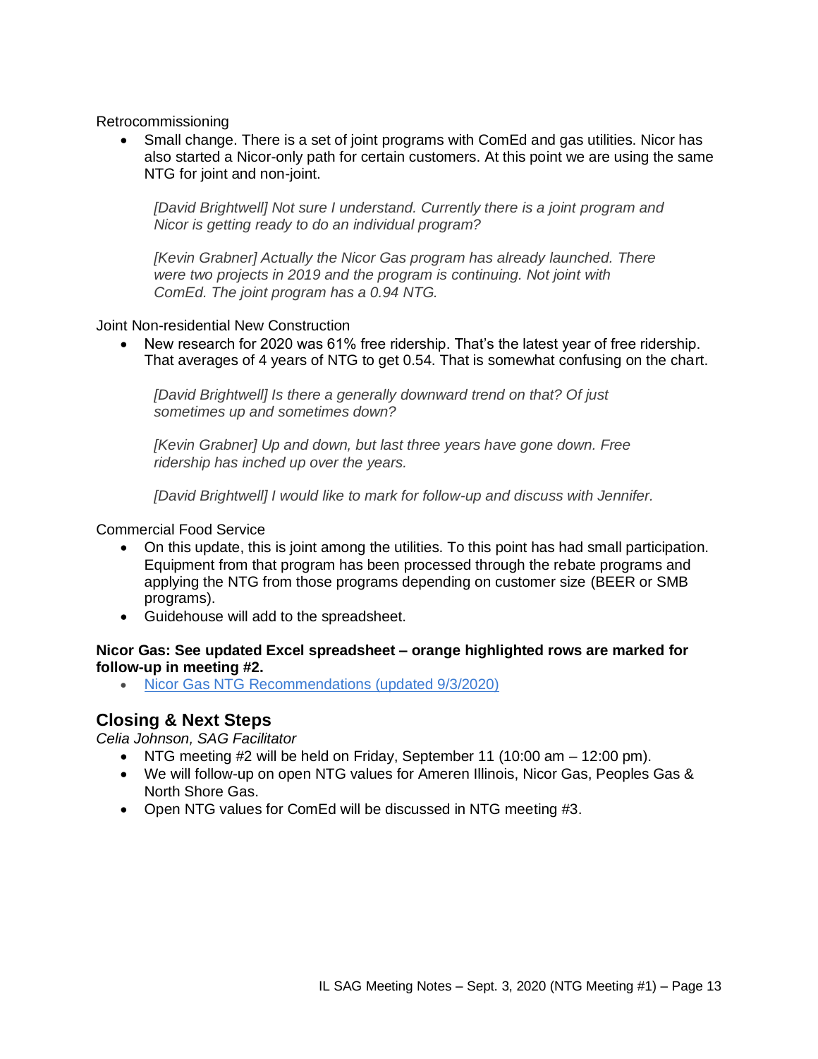Retrocommissioning

- Small change. There is a set of joint programs with ComEd and gas utilities. Nicor has also started a Nicor-only path for certain customers. At this point we are using the same NTG for joint and non-joint.

  *[David Brightwell] Not sure I understand. Currently there is a joint program and Nicor is getting ready to do an individual program?*

  *[Kevin Grabner] Actually the Nicor Gas program has already launched. There were two projects in 2019 and the program is continuing. Not joint with ComEd. The joint program has a 0.94 NTG.*

Joint Non-residential New Construction

- New research for 2020 was 61% free ridership. That's the latest year of free ridership. That averages of 4 years of NTG to get 0.54. That is somewhat confusing on the chart.

  *[David Brightwell] Is there a generally downward trend on that? Of just sometimes up and sometimes down?*

  *[Kevin Grabner] Up and down, but last three years have gone down. Free ridership has inched up over the years.*

  *[David Brightwell] I would like to mark for follow-up and discuss with Jennifer.*

Commercial Food Service

- On this update, this is joint among the utilities. To this point has had small participation. Equipment from that program has been processed through the rebate programs and applying the NTG from those programs depending on customer size (BEER or SMB programs).
- Guidehouse will add to the spreadsheet.

**Nicor Gas: See updated Excel spreadsheet – orange highlighted rows are marked for follow-up in meeting #2.**

- Nicor Gas NTG Recommendations (updated 9/3/2020)

## Closing & Next Steps

*Celia Johnson, SAG Facilitator*

- NTG meeting #2 will be held on Friday, September 11 (10:00 am – 12:00 pm).
- We will follow-up on open NTG values for Ameren Illinois, Nicor Gas, Peoples Gas & North Shore Gas.
- Open NTG values for ComEd will be discussed in NTG meeting #3.